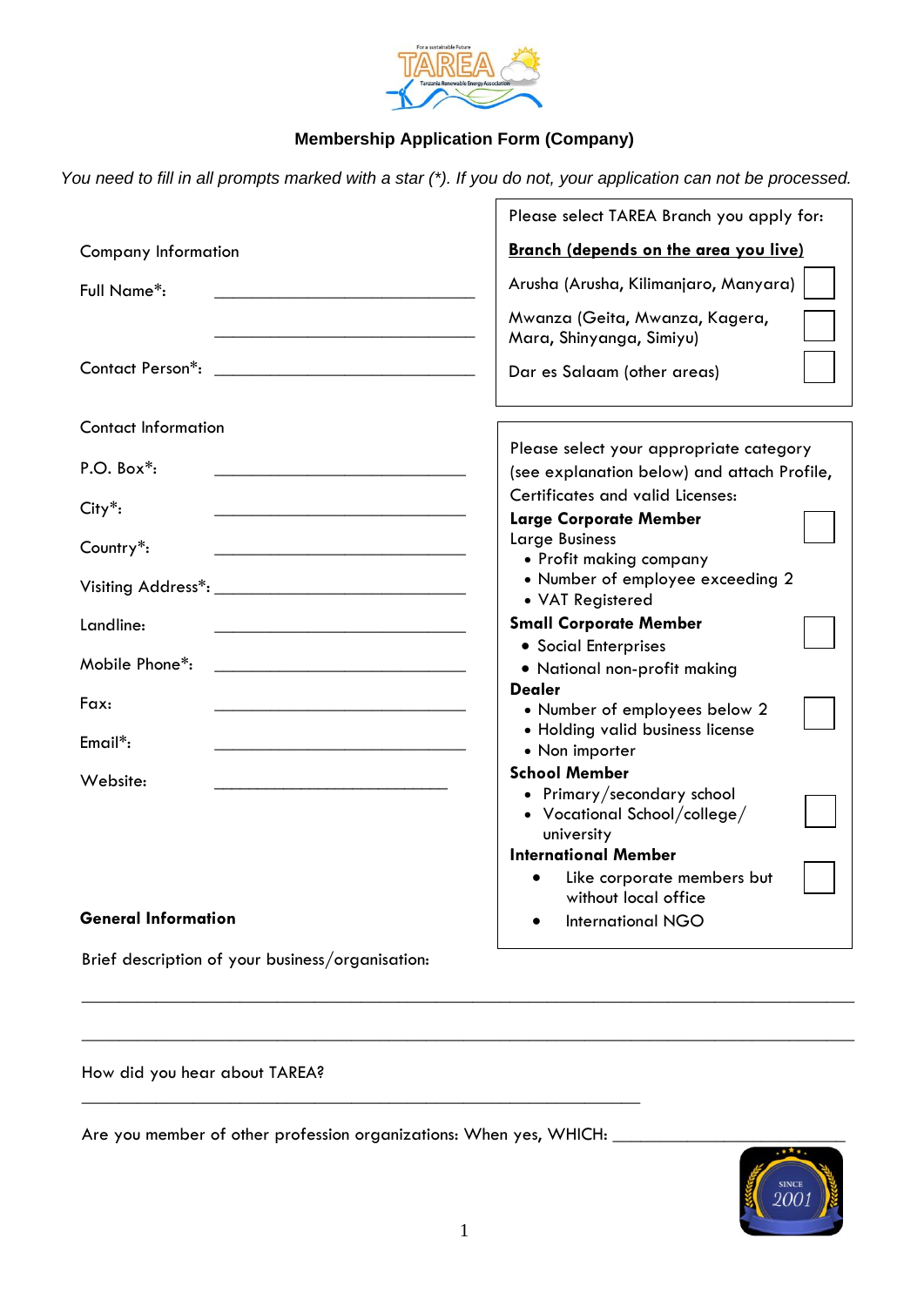## Membership Application Form (Company)

*You need to fill in all prompts marked with a star (*). If you do not, your application can not be processed.*

Company Information

Full Name*: ______________________________

______________________________

Contact Person*: ______________________________

Contact Information

P.O. Box*: ______________________________

City*: ______________________________

Country*: ______________________________

Visiting Address*: ______________________________

Landline: ______________________________

Mobile Phone*: ______________________________

Fax: ______________________________

Email*: ______________________________

Website: ______________________________

Please select TAREA Branch you apply for:

**Branch (depends on the area you live)**

- Arusha (Arusha, Kilimanjaro, Manyara) ☐
- Mwanza (Geita, Mwanza, Kagera, Mara, Shinyanga, Simiyu) ☐
- Dar es Salaam (other areas) ☐

Please select your appropriate category (see explanation below) and attach Profile, Certificates and valid Licenses:

**Large Corporate Member** ☐

Large Business
- Profit making company
- Number of employee exceeding 2
- VAT Registered

**Small Corporate Member** ☐
- Social Enterprises
- National non-profit making

**Dealer** ☐
- Number of employees below 2
- Holding valid business license
- Non importer

**School Member** ☐
- Primary/secondary school
- Vocational School/college/ university

**International Member** ☐
- Like corporate members but without local office
- International NGO

**General Information**

Brief description of your business/organisation:

______________________________________________________________________________

______________________________________________________________________________

How did you hear about TAREA?

______________________________________________________________________________

Are you member of other profession organizations: When yes, WHICH: ______________________________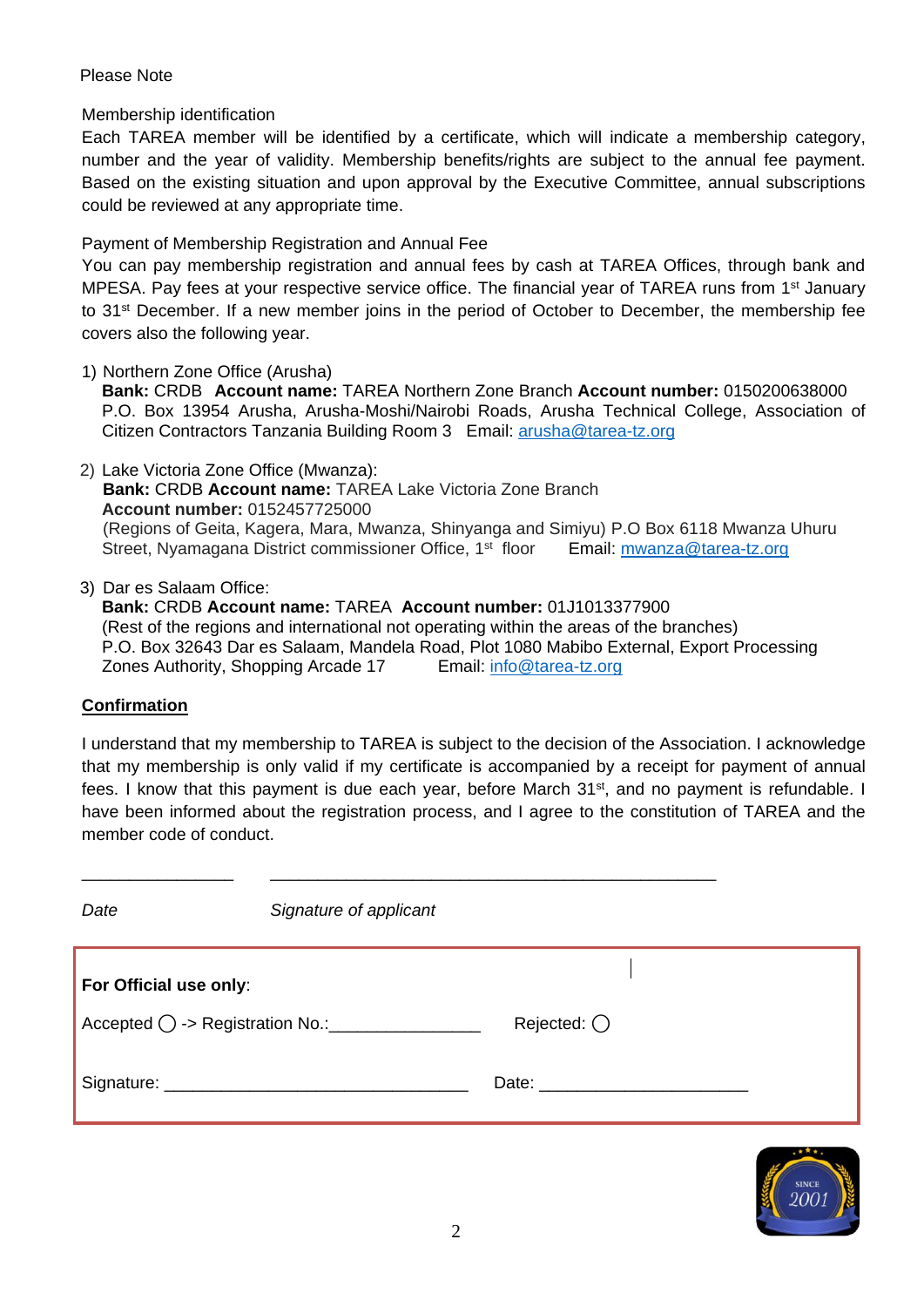Please Note

Membership identification

Each TAREA member will be identified by a certificate, which will indicate a membership category, number and the year of validity. Membership benefits/rights are subject to the annual fee payment. Based on the existing situation and upon approval by the Executive Committee, annual subscriptions could be reviewed at any appropriate time.

Payment of Membership Registration and Annual Fee

You can pay membership registration and annual fees by cash at TAREA Offices, through bank and MPESA. Pay fees at your respective service office. The financial year of TAREA runs from 1st January to 31st December. If a new member joins in the period of October to December, the membership fee covers also the following year.

1) Northern Zone Office (Arusha)
   **Bank:** CRDB **Account name:** TAREA Northern Zone Branch **Account number:** 0150200638000
   P.O. Box 13954 Arusha, Arusha-Moshi/Nairobi Roads, Arusha Technical College, Association of Citizen Contractors Tanzania Building Room 3 Email: arusha@tarea-tz.org

2) Lake Victoria Zone Office (Mwanza):
   **Bank:** CRDB **Account name:** TAREA Lake Victoria Zone Branch
   **Account number:** 0152457725000
   (Regions of Geita, Kagera, Mara, Mwanza, Shinyanga and Simiyu) P.O Box 6118 Mwanza Uhuru Street, Nyamagana District commissioner Office, 1st floor Email: mwanza@tarea-tz.org

3) Dar es Salaam Office:
   **Bank:** CRDB **Account name:** TAREA **Account number:** 01J1013377900
   (Rest of the regions and international not operating within the areas of the branches)
   P.O. Box 32643 Dar es Salaam, Mandela Road, Plot 1080 Mabibo External, Export Processing Zones Authority, Shopping Arcade 17 Email: info@tarea-tz.org

**Confirmation**

I understand that my membership to TAREA is subject to the decision of the Association. I acknowledge that my membership is only valid if my certificate is accompanied by a receipt for payment of annual fees. I know that this payment is due each year, before March 31st, and no payment is refundable. I have been informed about the registration process, and I agree to the constitution of TAREA and the member code of conduct.

________________ ________________________________________________

*Date* *Signature of applicant*

**For Official use only**:

Accepted ◯ -> Registration No.:________________ Rejected: ◯

Signature: ________________________________ Date: ______________________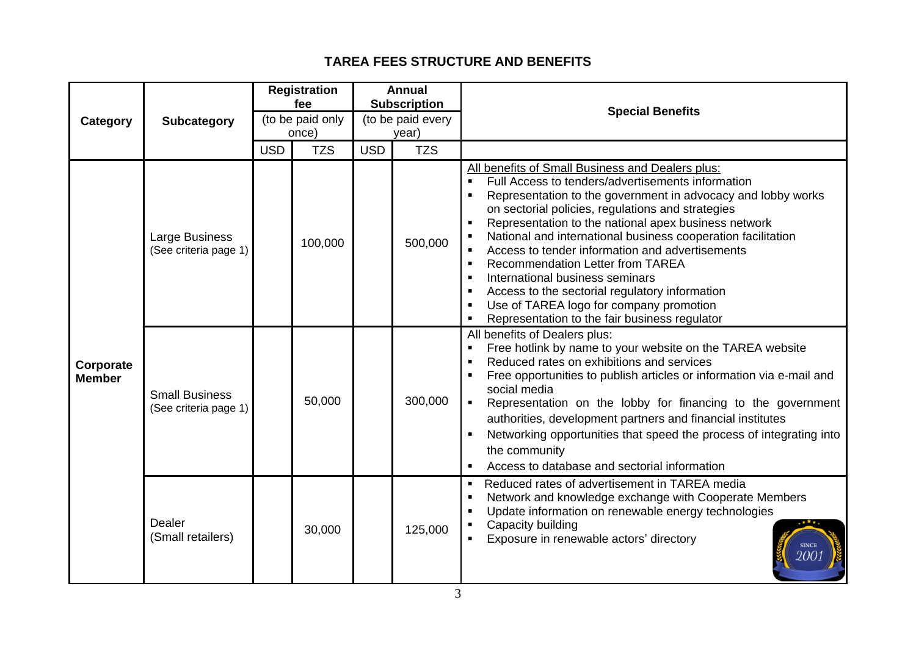## TAREA FEES STRUCTURE AND BENEFITS

| Category | Subcategory | Registration fee (to be paid only once) | | Annual Subscription (to be paid every year) | | Special Benefits |
|---|---|---|---|---|---|---|
| | | USD | TZS | USD | TZS | |
| Corporate Member | Large Business (See criteria page 1) | | 100,000 | | 500,000 | All benefits of Small Business and Dealers plus: <br>▪ Full Access to tenders/advertisements information <br>▪ Representation to the government in advocacy and lobby works on sectorial policies, regulations and strategies <br>▪ Representation to the national apex business network <br>▪ National and international business cooperation facilitation <br>▪ Access to tender information and advertisements <br>▪ Recommendation Letter from TAREA <br>▪ International business seminars <br>▪ Access to the sectorial regulatory information <br>▪ Use of TAREA logo for company promotion <br>▪ Representation to the fair business regulator |
| | Small Business (See criteria page 1) | | 50,000 | | 300,000 | All benefits of Dealers plus: <br>▪ Free hotlink by name to your website on the TAREA website <br>▪ Reduced rates on exhibitions and services <br>▪ Free opportunities to publish articles or information via e-mail and social media <br>▪ Representation on the lobby for financing to the government authorities, development partners and financial institutes <br>▪ Networking opportunities that speed the process of integrating into the community <br>▪ Access to database and sectorial information |
| | Dealer (Small retailers) | | 30,000 | | 125,000 | ▪ Reduced rates of advertisement in TAREA media <br>▪ Network and knowledge exchange with Cooperate Members <br>▪ Update information on renewable energy technologies <br>▪ Capacity building <br>▪ Exposure in renewable actors' directory |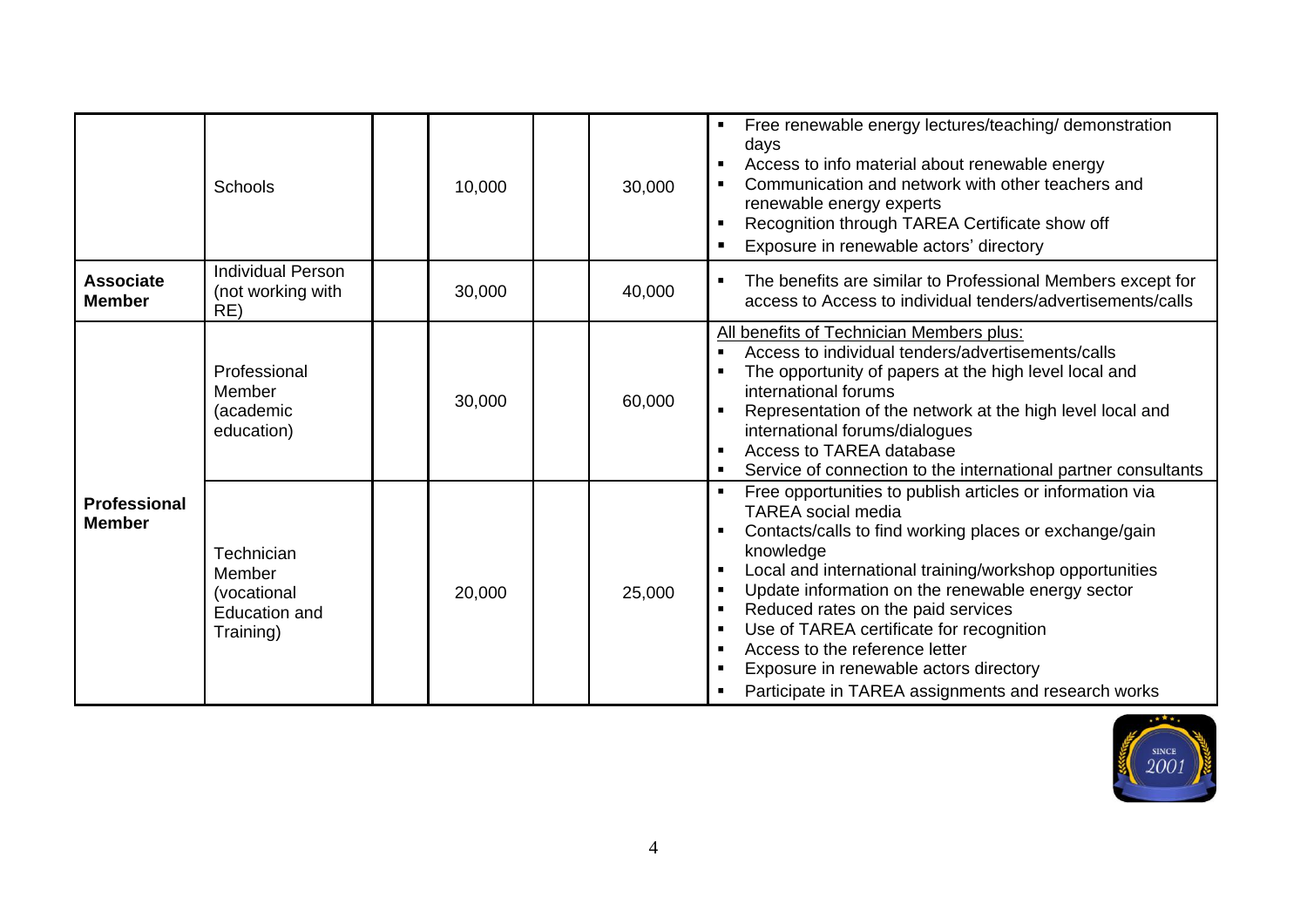| | | | | | | |
|---|---|---|---|---|---|---|
| | Schools | | 10,000 | | 30,000 | ▪ Free renewable energy lectures/teaching/ demonstration days<br>▪ Access to info material about renewable energy<br>▪ Communication and network with other teachers and renewable energy experts<br>▪ Recognition through TAREA Certificate show off<br>▪ Exposure in renewable actors' directory |
| **Associate Member** | Individual Person (not working with RE) | | 30,000 | | 40,000 | ▪ The benefits are similar to Professional Members except for access to Access to individual tenders/advertisements/calls |
| **Professional Member** | Professional Member (academic education) | | 30,000 | | 60,000 | <u>All benefits of Technician Members plus:</u><br>▪ Access to individual tenders/advertisements/calls<br>▪ The opportunity of papers at the high level local and international forums<br>▪ Representation of the network at the high level local and international forums/dialogues<br>▪ Access to TAREA database<br>▪ Service of connection to the international partner consultants |
| | Technician Member (vocational Education and Training) | | 20,000 | | 25,000 | ▪ Free opportunities to publish articles or information via TAREA social media<br>▪ Contacts/calls to find working places or exchange/gain knowledge<br>▪ Local and international training/workshop opportunities<br>▪ Update information on the renewable energy sector<br>▪ Reduced rates on the paid services<br>▪ Use of TAREA certificate for recognition<br>▪ Access to the reference letter<br>▪ Exposure in renewable actors directory<br>▪ Participate in TAREA assignments and research works |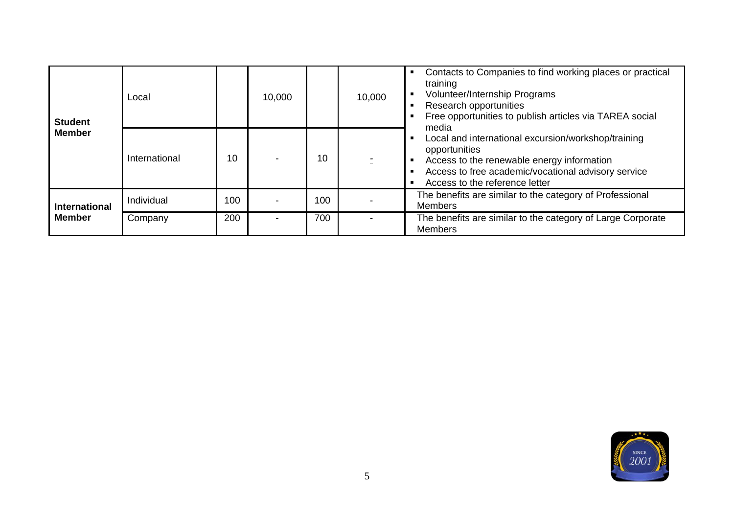| | | | | | | |
|---|---|---|---|---|---|---|
| **Student Member** | Local | | 10,000 | | 10,000 | ▪ Contacts to Companies to find working places or practical training<br>▪ Volunteer/Internship Programs<br>▪ Research opportunities<br>▪ Free opportunities to publish articles via TAREA social media<br>▪ Local and international excursion/workshop/training opportunities<br>▪ Access to the renewable energy information<br>▪ Access to free academic/vocational advisory service<br>▪ Access to the reference letter |
| | International | 10 | - | 10 | - | |
| **International Member** | Individual | 100 | - | 100 | - | The benefits are similar to the category of Professional Members |
| | Company | 200 | - | 700 | - | The benefits are similar to the category of Large Corporate Members |